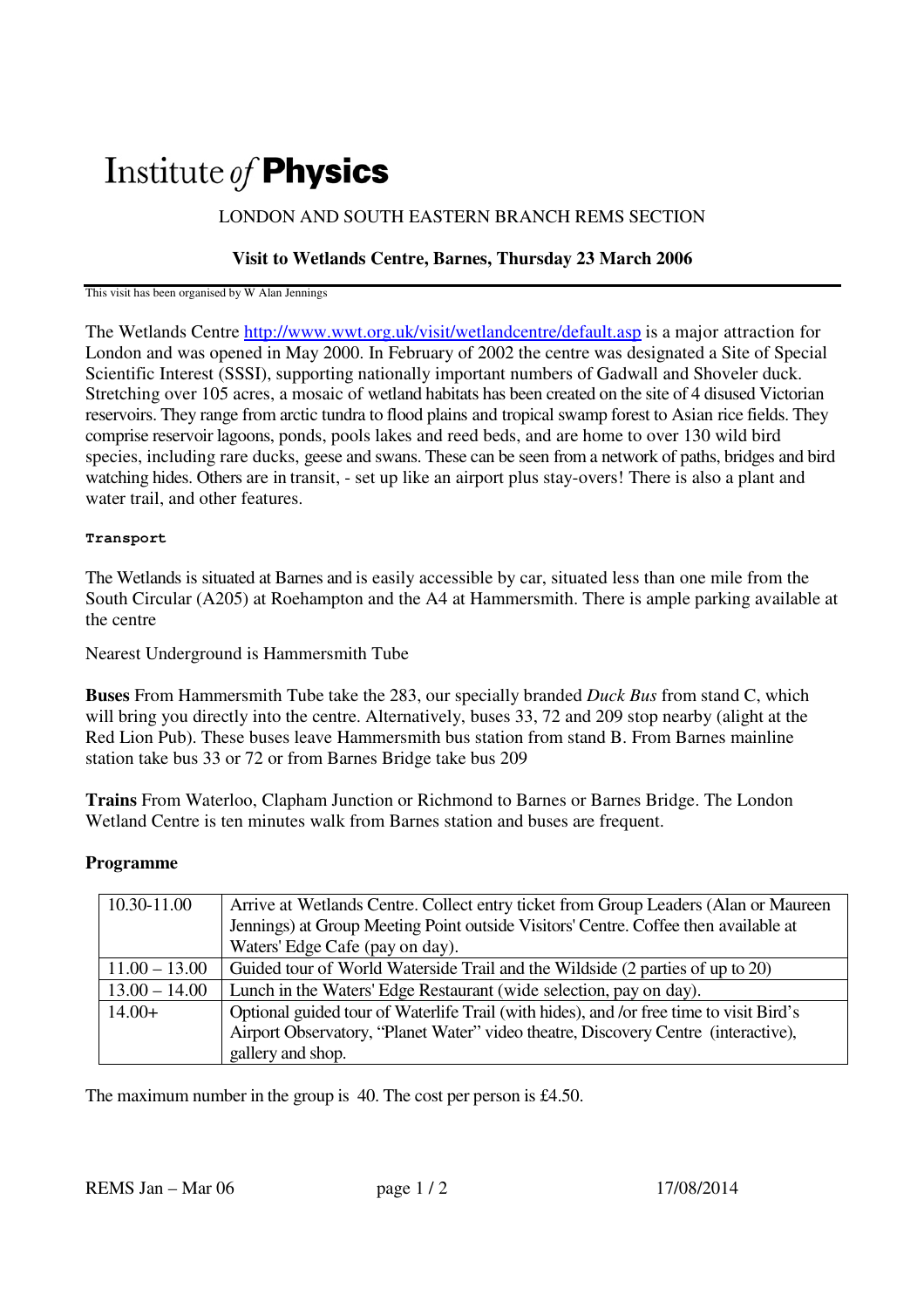# Institute *of* **Physics**

LONDON AND SOUTH EASTERN BRANCH REMS SECTION

**Visit to Wetlands Centre, Barnes, Thursday 23 March 2006**

This visit has been organised by W Alan Jennings

The Wetlands Centre http://www.wwt.org.uk/visit/wetlandcentre/default.asp is a major attraction for London and was opened in May 2000. In February of 2002 the centre was designated a Site of Special Scientific Interest (SSSI), supporting nationally important numbers of Gadwall and Shoveler duck. Stretching over 105 acres, a mosaic of wetland habitats has been created on the site of 4 disused Victorian reservoirs. They range from arctic tundra to flood plains and tropical swamp forest to Asian rice fields. They comprise reservoir lagoons, ponds, pools lakes and reed beds, and are home to over 130 wild bird species, including rare ducks, geese and swans. These can be seen from a network of paths, bridges and bird watching hides. Others are in transit, - set up like an airport plus stay-overs! There is also a plant and water trail, and other features.

**Transport**

The Wetlands is situated at Barnes and is easily accessible by car, situated less than one mile from the South Circular (A205) at Roehampton and the A4 at Hammersmith. There is ample parking available at the centre

Nearest Underground is Hammersmith Tube

**Buses** From Hammersmith Tube take the 283, our specially branded *Duck Bus* from stand C, which will bring you directly into the centre. Alternatively, buses 33, 72 and 209 stop nearby (alight at the Red Lion Pub). These buses leave Hammersmith bus station from stand B. From Barnes mainline station take bus 33 or 72 or from Barnes Bridge take bus 209

**Trains** From Waterloo, Clapham Junction or Richmond to Barnes or Barnes Bridge. The London Wetland Centre is ten minutes walk from Barnes station and buses are frequent.

**Programme**

| | |
|---|---|
| 10.30-11.00 | Arrive at Wetlands Centre. Collect entry ticket from Group Leaders (Alan or Maureen Jennings) at Group Meeting Point outside Visitors' Centre. Coffee then available at Waters' Edge Cafe (pay on day). |
| 11.00 – 13.00 | Guided tour of World Waterside Trail and the Wildside (2 parties of up to 20) |
| 13.00 – 14.00 | Lunch in the Waters' Edge Restaurant (wide selection, pay on day). |
| 14.00+ | Optional guided tour of Waterlife Trail (with hides), and /or free time to visit Bird's Airport Observatory, "Planet Water" video theatre, Discovery Centre (interactive), gallery and shop. |

The maximum number in the group is 40. The cost per person is £4.50.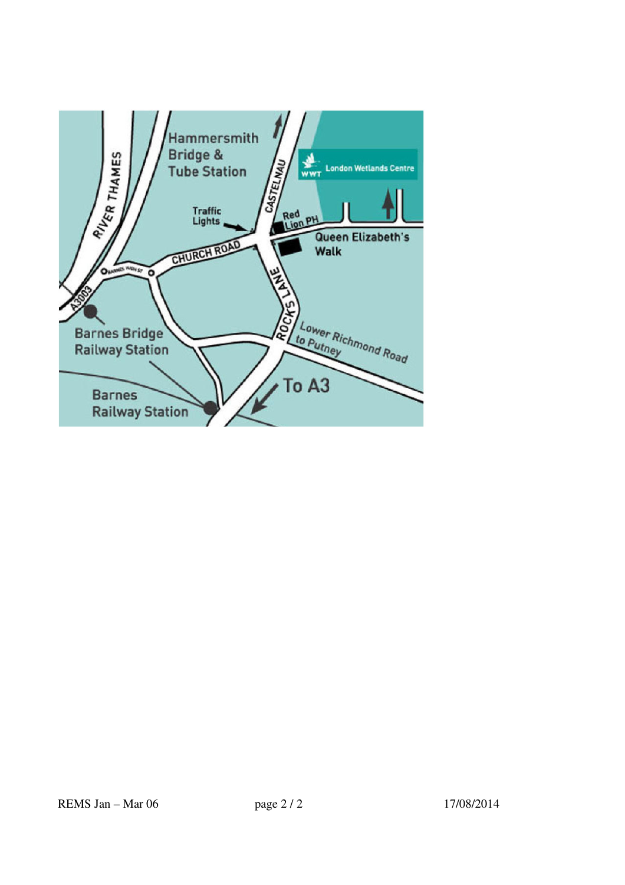Hammersmith Bridge & Tube Station

RIVER THAMES

CASTELNAU

WWT London Wetlands Centre

Traffic Lights

Red Lion PH

Queen Elizabeth's Walk

CHURCH ROAD

BARNES HIGH ST

A3003

ROCKS LANE

Barnes Bridge Railway Station

Lower Richmond Road to Putney

To A3

Barnes Railway Station